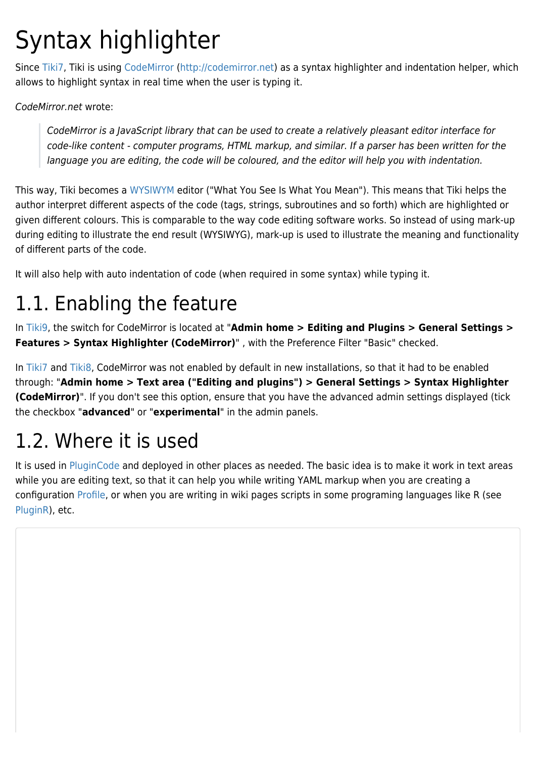# Syntax highlighter

Since Tiki7, Tiki is using CodeMirror (http://codemirror.net) as a syntax highlighter and indentation helper, which allows to highlight syntax in real time when the user is typing it.

*CodeMirror.net* wrote:

> *CodeMirror is a JavaScript library that can be used to create a relatively pleasant editor interface for code-like content - computer programs, HTML markup, and similar. If a parser has been written for the language you are editing, the code will be coloured, and the editor will help you with indentation.*

This way, Tiki becomes a WYSIWYM editor ("What You See Is What You Mean"). This means that Tiki helps the author interpret different aspects of the code (tags, strings, subroutines and so forth) which are highlighted or given different colours. This is comparable to the way code editing software works. So instead of using mark-up during editing to illustrate the end result (WYSIWYG), mark-up is used to illustrate the meaning and functionality of different parts of the code.

It will also help with auto indentation of code (when required in some syntax) while typing it.

## 1.1. Enabling the feature

In Tiki9, the switch for CodeMirror is located at "**Admin home > Editing and Plugins > General Settings > Features > Syntax Highlighter (CodeMirror)**" , with the Preference Filter "Basic" checked.

In Tiki7 and Tiki8, CodeMirror was not enabled by default in new installations, so that it had to be enabled through: "**Admin home > Text area ("Editing and plugins") > General Settings > Syntax Highlighter (CodeMirror)**". If you don't see this option, ensure that you have the advanced admin settings displayed (tick the checkbox "**advanced**" or "**experimental**" in the admin panels.

## 1.2. Where it is used

It is used in PluginCode and deployed in other places as needed. The basic idea is to make it work in text areas while you are editing text, so that it can help you while writing YAML markup when you are creating a configuration Profile, or when you are writing in wiki pages scripts in some programing languages like R (see PluginR), etc.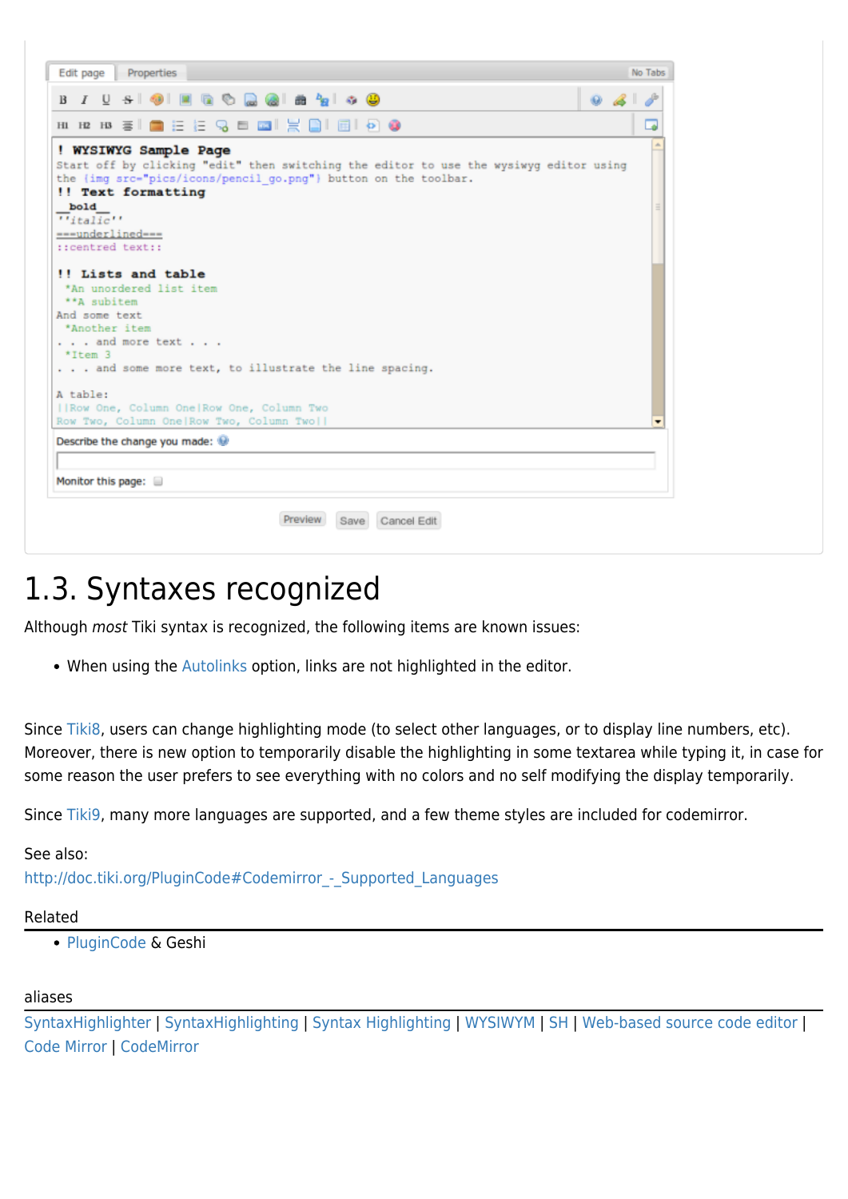# 1.3. Syntaxes recognized

Although *most* Tiki syntax is recognized, the following items are known issues:

- When using the Autolinks option, links are not highlighted in the editor.

Since Tiki8, users can change highlighting mode (to select other languages, or to display line numbers, etc). Moreover, there is new option to temporarily disable the highlighting in some textarea while typing it, in case for some reason the user prefers to see everything with no colors and no self modifying the display temporarily.

Since Tiki9, many more languages are supported, and a few theme styles are included for codemirror.

See also:
http://doc.tiki.org/PluginCode#Codemirror_-_Supported_Languages

Related

- PluginCode & Geshi

aliases

SyntaxHighlighter | SyntaxHighlighting | Syntax Highlighting | WYSIWYM | SH | Web-based source code editor | Code Mirror | CodeMirror